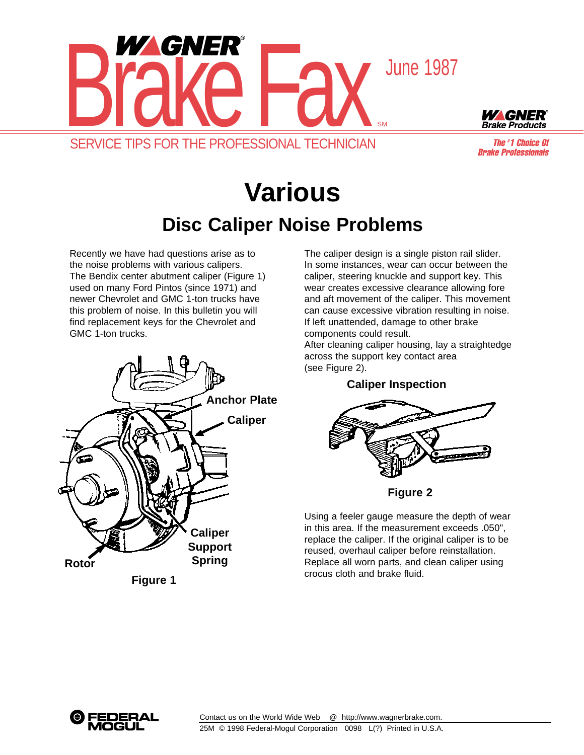# Wagner Brake Fax

June 1987

SERVICE TIPS FOR THE PROFESSIONAL TECHNICIAN

Wagner Brake Products

*The #1 Choice Of Brake Professionals*

# Various

## Disc Caliper Noise Problems

Recently we have had questions arise as to the noise problems with various calipers. The Bendix center abutment caliper (Figure 1) used on many Ford Pintos (since 1971) and newer Chevrolet and GMC 1-ton trucks have this problem of noise. In this bulletin you will find replacement keys for the Chevrolet and GMC 1-ton trucks.

Anchor Plate

Caliper

Caliper Support Spring

Rotor

**Figure 1**

The caliper design is a single piston rail slider. In some instances, wear can occur between the caliper, steering knuckle and support key. This wear creates excessive clearance allowing fore and aft movement of the caliper. This movement can cause excessive vibration resulting in noise. If left unattended, damage to other brake components could result.

After cleaning caliper housing, lay a straightedge across the support key contact area (see Figure 2).

**Caliper Inspection**

**Figure 2**

Using a feeler gauge measure the depth of wear in this area. If the measurement exceeds .050", replace the caliper. If the original caliper is to be reused, overhaul caliper before reinstallation. Replace all worn parts, and clean caliper using crocus cloth and brake fluid.

FEDERAL MOGUL

Contact us on the World Wide Web @ http://www.wagnerbrake.com.

25M © 1998 Federal-Mogul Corporation 0098 L(?) Printed in U.S.A.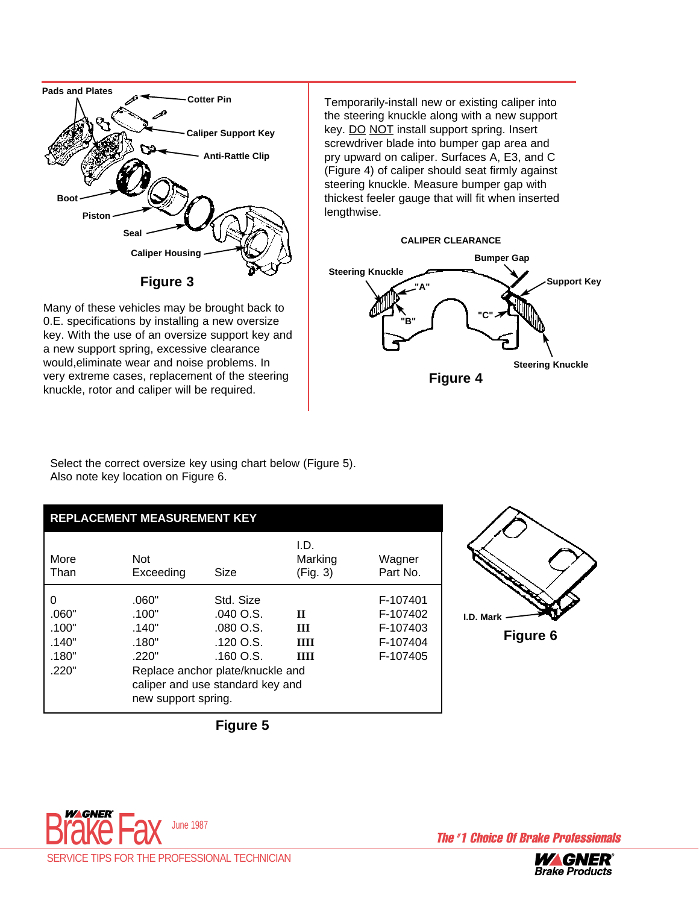Pads and Plates

Cotter Pin

Caliper Support Key

Anti-Rattle Clip

Boot

Piston

Seal

Caliper Housing

**Figure 3**

Many of these vehicles may be brought back to 0.E. specifications by installing a new oversize key. With the use of an oversize support key and a new support spring, excessive clearance would,eliminate wear and noise problems. In very extreme cases, replacement of the steering knuckle, rotor and caliper will be required.

Temporarily-install new or existing caliper into the steering knuckle along with a new support key. DO NOT install support spring. Insert screwdriver blade into bumper gap area and pry upward on caliper. Surfaces A, E3, and C (Figure 4) of caliper should seat firmly against steering knuckle. Measure bumper gap with thickest feeler gauge that will fit when inserted lengthwise.

**CALIPER CLEARANCE**

Steering Knuckle

Bumper Gap

Support Key

"A"

"B"

"C"

Steering Knuckle

**Figure 4**

Select the correct oversize key using chart below (Figure 5).
Also note key location on Figure 6.

**REPLACEMENT MEASUREMENT KEY**

| More Than | Not Exceeding | Size | I.D. Marking (Fig. 3) | Wagner Part No. |
|---|---|---|---|---|
| 0 | .060" | Std. Size | | F-107401 |
| .060" | .100" | .040 O.S. | II | F-107402 |
| .100" | .140" | .080 O.S. | III | F-107403 |
| .140" | .180" | .120 O.S. | IIII | F-107404 |
| .180" | .220" | .160 O.S. | IIII | F-107405 |
| .220" | Replace anchor plate/knuckle and caliper and use standard key and new support spring. | | | |

**Figure 5**

I.D. Mark

**Figure 6**

WAGNER Brake Fax June 1987

SERVICE TIPS FOR THE PROFESSIONAL TECHNICIAN

*The #1 Choice Of Brake Professionals*

WAGNER Brake Products